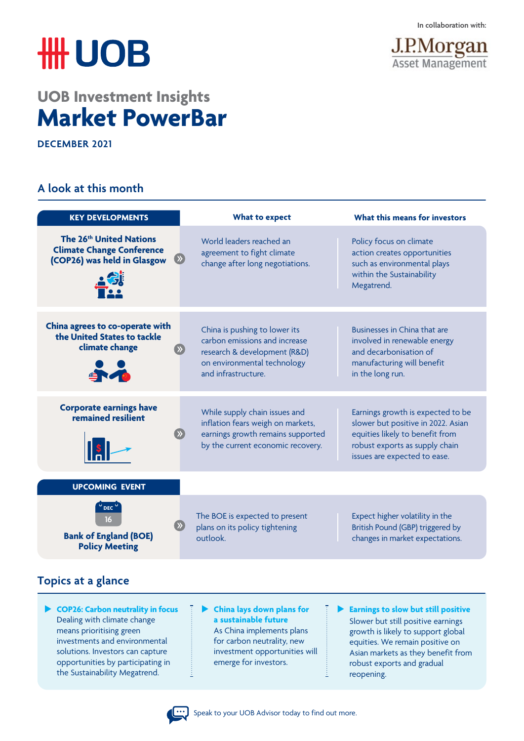UOB

In collaboration with: J.P.Morgan Asset Management

## UOB Investment Insights

# Market PowerBar

**DECEMBER 2021**

## A look at this month

| KEY DEVELOPMENTS | What to expect | What this means for investors |
|---|---|---|
| **The 26th United Nations Climate Change Conference (COP26) was held in Glasgow** | World leaders reached an agreement to fight climate change after long negotiations. | Policy focus on climate action creates opportunities such as environmental plays within the Sustainability Megatrend. |
| **China agrees to co-operate with the United States to tackle climate change** | China is pushing to lower its carbon emissions and increase research & development (R&D) on environmental technology and infrastructure. | Businesses in China that are involved in renewable energy and decarbonisation of manufacturing will benefit in the long run. |
| **Corporate earnings have remained resilient** | While supply chain issues and inflation fears weigh on markets, earnings growth remains supported by the current economic recovery. | Earnings growth is expected to be slower but positive in 2022. Asian equities likely to benefit from robust exports as supply chain issues are expected to ease. |

| UPCOMING EVENT | What to expect | What this means for investors |
|---|---|---|
| DEC 16 **Bank of England (BOE) Policy Meeting** | The BOE is expected to present plans on its policy tightening outlook. | Expect higher volatility in the British Pound (GBP) triggered by changes in market expectations. |

## Topics at a glance

- **COP26: Carbon neutrality in focus**
  Dealing with climate change means prioritising green investments and environmental solutions. Investors can capture opportunities by participating in the Sustainability Megatrend.

- **China lays down plans for a sustainable future**
  As China implements plans for carbon neutrality, new investment opportunities will emerge for investors.

- **Earnings to slow but still positive**
  Slower but still positive earnings growth is likely to support global equities. We remain positive on Asian markets as they benefit from robust exports and gradual reopening.

Speak to your UOB Advisor today to find out more.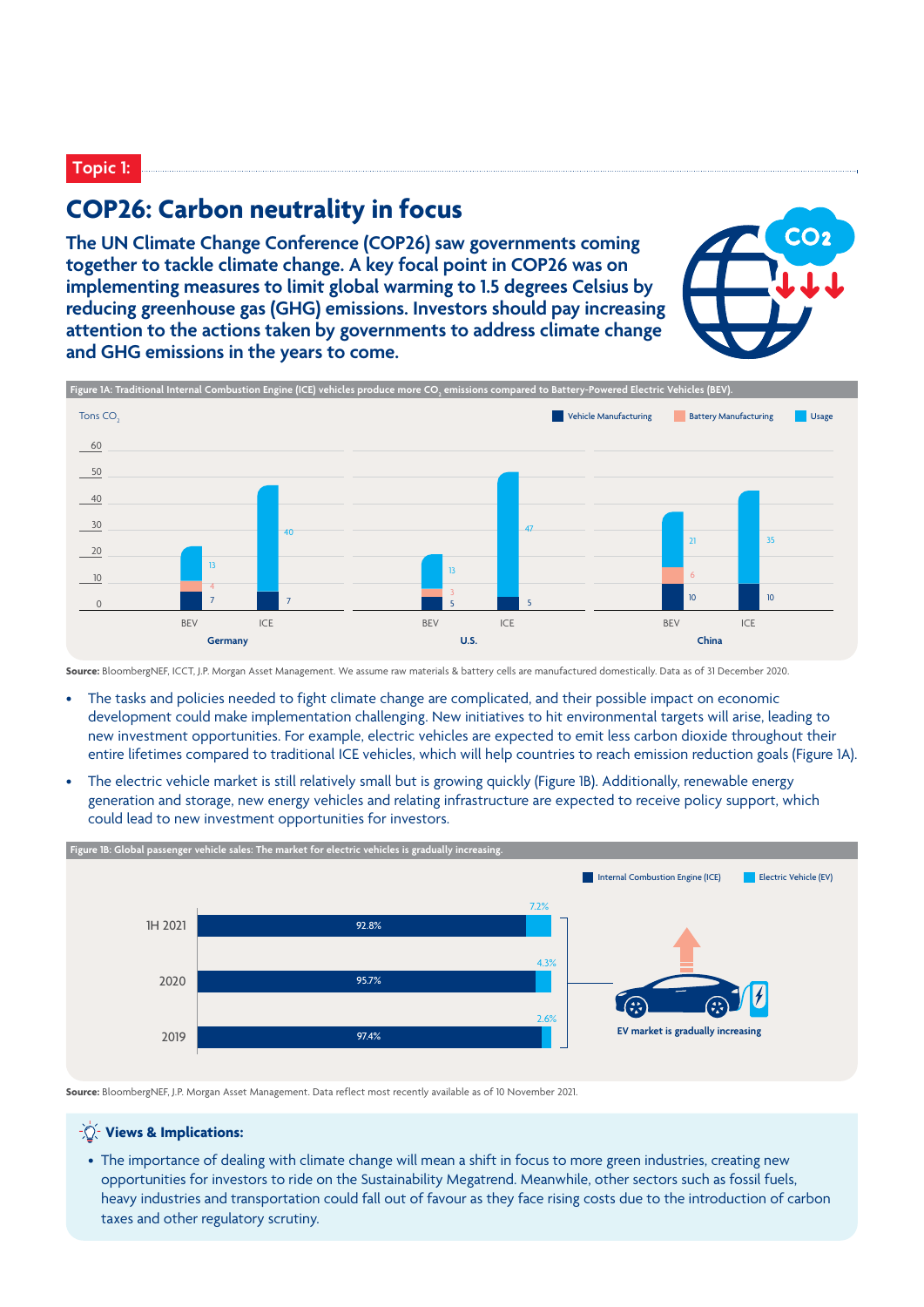Topic 1:

# COP26: Carbon neutrality in focus

**The UN Climate Change Conference (COP26) saw governments coming together to tackle climate change. A key focal point in COP26 was on implementing measures to limit global warming to 1.5 degrees Celsius by reducing greenhouse gas (GHG) emissions. Investors should pay increasing attention to the actions taken by governments to address climate change and GHG emissions in the years to come.**

**Figure 1A: Traditional Internal Combustion Engine (ICE) vehicles produce more $CO_2$ emissions compared to Battery-Powered Electric Vehicles (BEV).**

Tons $CO_2$

| Country | Vehicle type | Vehicle Manufacturing | Battery Manufacturing | Usage |
|---|---|---|---|---|
| Germany | BEV | 7 | 4 | 13 |
| Germany | ICE | 7 | | 40 |
| U.S. | BEV | 5 | 3 | 13 |
| U.S. | ICE | 5 | | 47 |
| China | BEV | 10 | 6 | 21 |
| China | ICE | 10 | | 35 |

**Source:** BloombergNEF, ICCT, J.P. Morgan Asset Management. We assume raw materials & battery cells are manufactured domestically. Data as of 31 December 2020.

- The tasks and policies needed to fight climate change are complicated, and their possible impact on economic development could make implementation challenging. New initiatives to hit environmental targets will arise, leading to new investment opportunities. For example, electric vehicles are expected to emit less carbon dioxide throughout their entire lifetimes compared to traditional ICE vehicles, which will help countries to reach emission reduction goals (Figure 1A).
- The electric vehicle market is still relatively small but is growing quickly (Figure 1B). Additionally, renewable energy generation and storage, new energy vehicles and relating infrastructure are expected to receive policy support, which could lead to new investment opportunities for investors.

**Figure 1B: Global passenger vehicle sales: The market for electric vehicles is gradually increasing.**

| | Internal Combustion Engine (ICE) | Electric Vehicle (EV) |
|---|---|---|
| 1H 2021 | 92.8% | 7.2% |
| 2020 | 95.7% | 4.3% |
| 2019 | 97.4% | 2.6% |

EV market is gradually increasing

**Source:** BloombergNEF, J.P. Morgan Asset Management. Data reflect most recently available as of 10 November 2021.

### Views & Implications:

- The importance of dealing with climate change will mean a shift in focus to more green industries, creating new opportunities for investors to ride on the Sustainability Megatrend. Meanwhile, other sectors such as fossil fuels, heavy industries and transportation could fall out of favour as they face rising costs due to the introduction of carbon taxes and other regulatory scrutiny.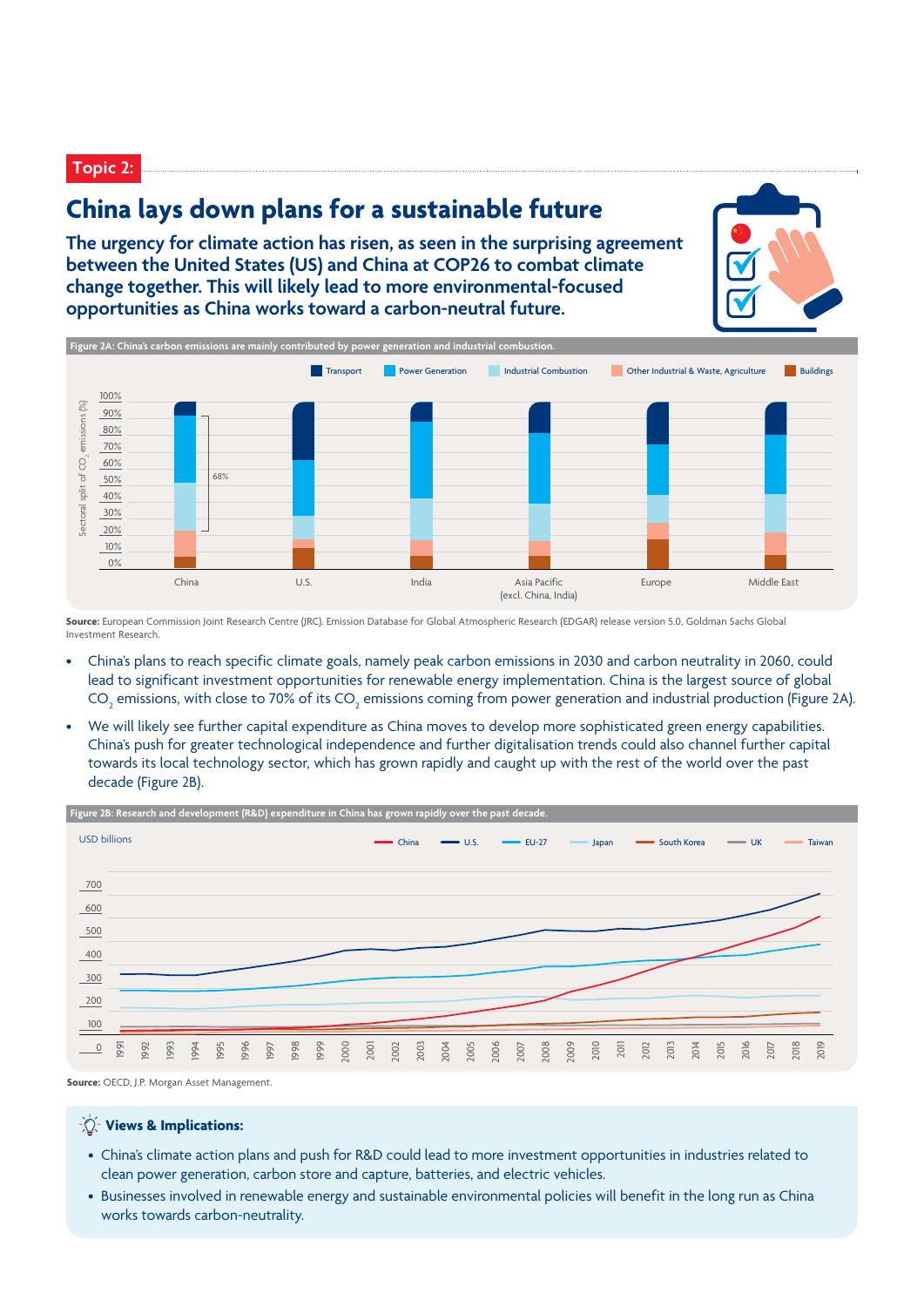Topic 2:

# China lays down plans for a sustainable future

**The urgency for climate action has risen, as seen in the surprising agreement between the United States (US) and China at COP26 to combat climate change together. This will likely lead to more environmental-focused opportunities as China works toward a carbon-neutral future.**

**Figure 2A: China's carbon emissions are mainly contributed by power generation and industrial combustion.**

**Source:** European Commission Joint Research Centre (JRC). Emission Database for Global Atmospheric Research (EDGAR) release version 5.0, Goldman Sachs Global Investment Research.

- China's plans to reach specific climate goals, namely peak carbon emissions in 2030 and carbon neutrality in 2060, could lead to significant investment opportunities for renewable energy implementation. China is the largest source of global $CO_2$ emissions, with close to 70% of its $CO_2$ emissions coming from power generation and industrial production (Figure 2A).
- We will likely see further capital expenditure as China moves to develop more sophisticated green energy capabilities. China's push for greater technological independence and further digitalisation trends could also channel further capital towards its local technology sector, which has grown rapidly and caught up with the rest of the world over the past decade (Figure 2B).

**Figure 2B: Research and development (R&D) expenditure in China has grown rapidly over the past decade.**

**Source:** OECD, J.P. Morgan Asset Management.

**Views & Implications:**

- China's climate action plans and push for R&D could lead to more investment opportunities in industries related to clean power generation, carbon store and capture, batteries, and electric vehicles.
- Businesses involved in renewable energy and sustainable environmental policies will benefit in the long run as China works towards carbon-neutrality.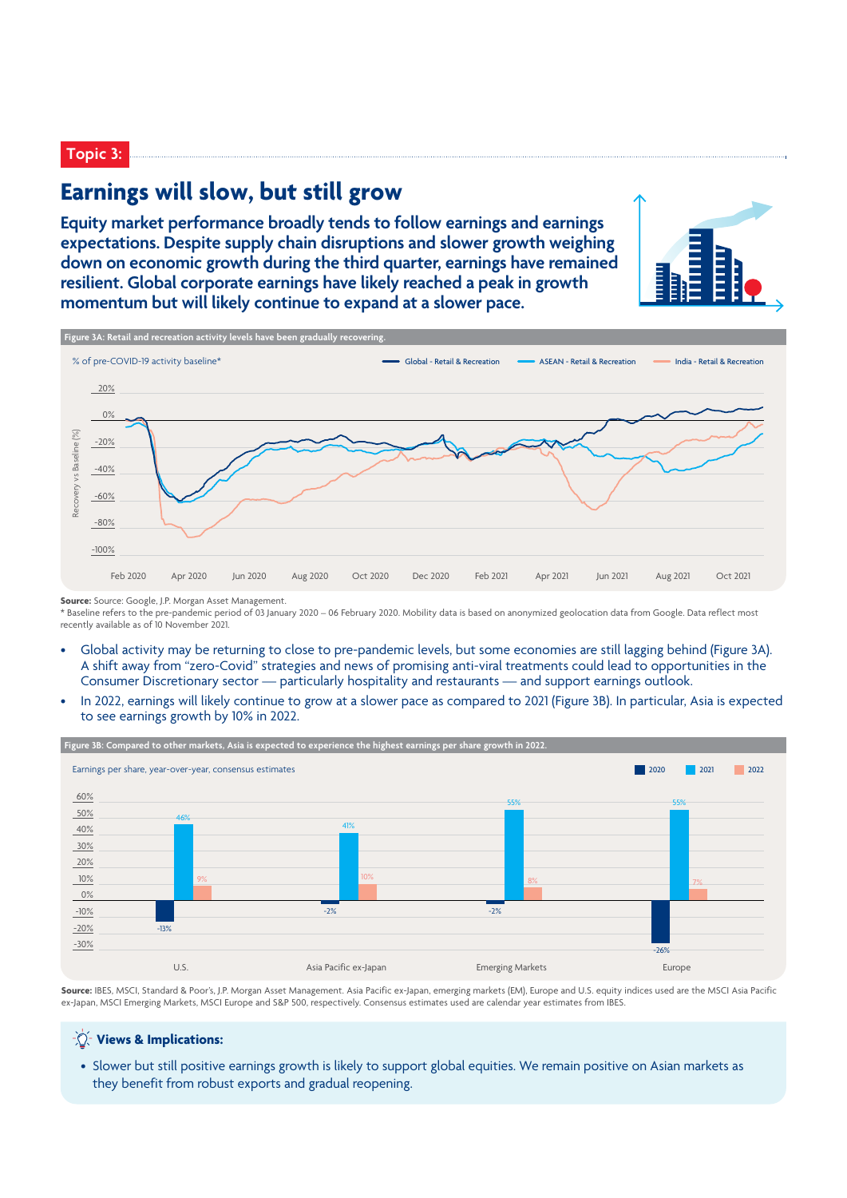Topic 3:

# Earnings will slow, but still grow

**Equity market performance broadly tends to follow earnings and earnings expectations. Despite supply chain disruptions and slower growth weighing down on economic growth during the third quarter, earnings have remained resilient. Global corporate earnings have likely reached a peak in growth momentum but will likely continue to expand at a slower pace.**

**Figure 3A: Retail and recreation activity levels have been gradually recovering.**

% of pre-COVID-19 activity baseline*

Global - Retail & Recreation | ASEAN - Retail & Recreation | India - Retail & Recreation

**Source:** Source: Google, J.P. Morgan Asset Management.
* Baseline refers to the pre-pandemic period of 03 January 2020 – 06 February 2021. Mobility data is based on anonymized geolocation data from Google. Data reflect most recently available as of 10 November 2021.

- Global activity may be returning to close to pre-pandemic levels, but some economies are still lagging behind (Figure 3A). A shift away from "zero-Covid" strategies and news of promising anti-viral treatments could lead to opportunities in the Consumer Discretionary sector — particularly hospitality and restaurants — and support earnings outlook.
- In 2022, earnings will likely continue to grow at a slower pace as compared to 2021 (Figure 3B). In particular, Asia is expected to see earnings growth by 10% in 2022.

**Figure 3B: Compared to other markets, Asia is expected to experience the highest earnings per share growth in 2022.**

Earnings per share, year-over-year, consensus estimates

| | 2020 | 2021 | 2022 |
|---|---|---|---|
| U.S. | -13% | 46% | 9% |
| Asia Pacific ex-Japan | -2% | 41% | 10% |
| Emerging Markets | -2% | 55% | 8% |
| Europe | -26% | 55% | 7% |

**Source:** IBES, MSCI, Standard & Poor's, J.P. Morgan Asset Management. Asia Pacific ex-Japan, emerging markets (EM), Europe and U.S. equity indices used are the MSCI Asia Pacific ex-Japan, MSCI Emerging Markets, MSCI Europe and S&P 500, respectively. Consensus estimates used are calendar year estimates from IBES.

**Views & Implications:**

- Slower but still positive earnings growth is likely to support global equities. We remain positive on Asian markets as they benefit from robust exports and gradual reopening.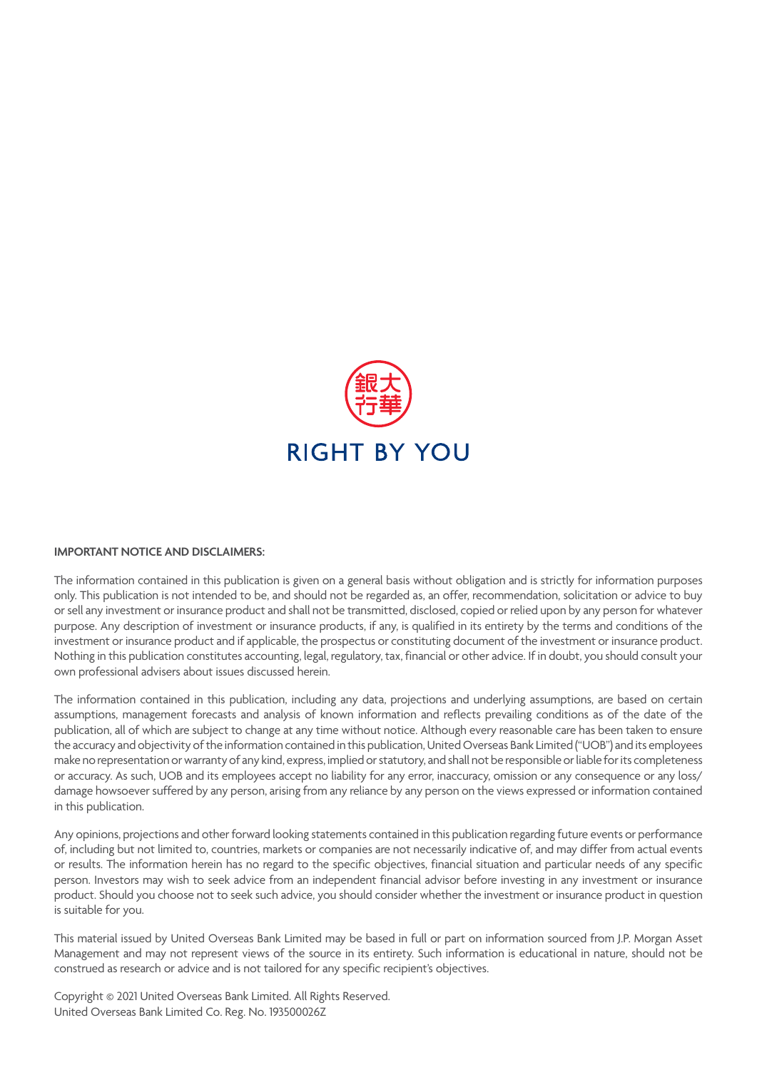銀大
行華

RIGHT BY YOU

**IMPORTANT NOTICE AND DISCLAIMERS:**

The information contained in this publication is given on a general basis without obligation and is strictly for information purposes only. This publication is not intended to be, and should not be regarded as, an offer, recommendation, solicitation or advice to buy or sell any investment or insurance product and shall not be transmitted, disclosed, copied or relied upon by any person for whatever purpose. Any description of investment or insurance products, if any, is qualified in its entirety by the terms and conditions of the investment or insurance product and if applicable, the prospectus or constituting document of the investment or insurance product. Nothing in this publication constitutes accounting, legal, regulatory, tax, financial or other advice. If in doubt, you should consult your own professional advisers about issues discussed herein.

The information contained in this publication, including any data, projections and underlying assumptions, are based on certain assumptions, management forecasts and analysis of known information and reflects prevailing conditions as of the date of the publication, all of which are subject to change at any time without notice. Although every reasonable care has been taken to ensure the accuracy and objectivity of the information contained in this publication, United Overseas Bank Limited ("UOB") and its employees make no representation or warranty of any kind, express, implied or statutory, and shall not be responsible or liable for its completeness or accuracy. As such, UOB and its employees accept no liability for any error, inaccuracy, omission or any consequence or any loss/damage howsoever suffered by any person, arising from any reliance by any person on the views expressed or information contained in this publication.

Any opinions, projections and other forward looking statements contained in this publication regarding future events or performance of, including but not limited to, countries, markets or companies are not necessarily indicative of, and may differ from actual events or results. The information herein has no regard to the specific objectives, financial situation and particular needs of any specific person. Investors may wish to seek advice from an independent financial advisor before investing in any investment or insurance product. Should you choose not to seek such advice, you should consider whether the investment or insurance product in question is suitable for you.

This material issued by United Overseas Bank Limited may be based in full or part on information sourced from J.P. Morgan Asset Management and may not represent views of the source in its entirety. Such information is educational in nature, should not be construed as research or advice and is not tailored for any specific recipient's objectives.

Copyright © 2021 United Overseas Bank Limited. All Rights Reserved.
United Overseas Bank Limited Co. Reg. No. 193500026Z